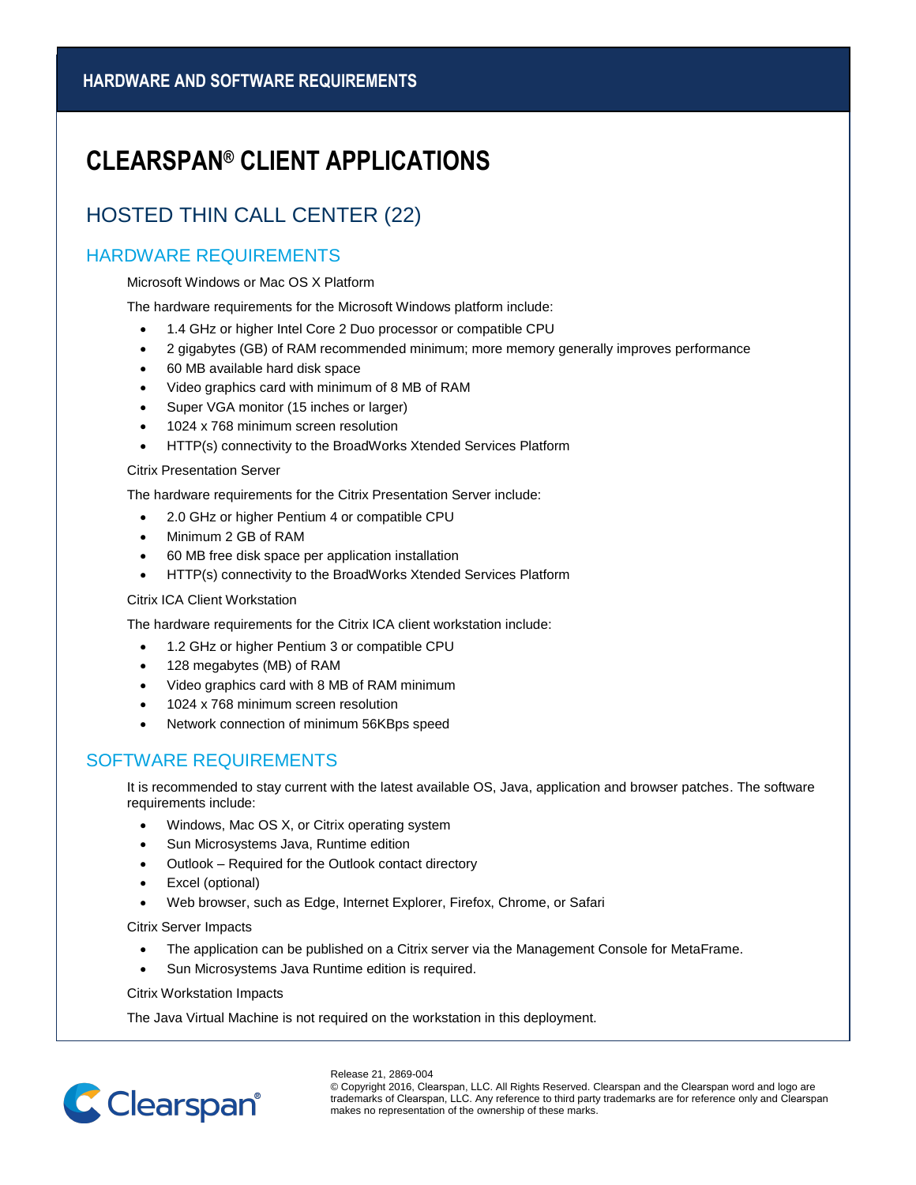# CLEARSPAN® CLIENT APPLICATIONS

## HOSTED THIN CALL CENTER (22)

### HARDWARE REQUIREMENTS

Microsoft Windows or Mac OS X Platform

The hardware requirements for the Microsoft Windows platform include:

- 1.4 GHz or higher Intel Core 2 Duo processor or compatible CPU
- 2 gigabytes (GB) of RAM recommended minimum; more memory generally improves performance
- 60 MB available hard disk space
- Video graphics card with minimum of 8 MB of RAM
- Super VGA monitor (15 inches or larger)
- 1024 x 768 minimum screen resolution
- HTTP(s) connectivity to the BroadWorks Xtended Services Platform

Citrix Presentation Server

The hardware requirements for the Citrix Presentation Server include:

- 2.0 GHz or higher Pentium 4 or compatible CPU
- Minimum 2 GB of RAM
- 60 MB free disk space per application installation
- HTTP(s) connectivity to the BroadWorks Xtended Services Platform

Citrix ICA Client Workstation

The hardware requirements for the Citrix ICA client workstation include:

- 1.2 GHz or higher Pentium 3 or compatible CPU
- 128 megabytes (MB) of RAM
- Video graphics card with 8 MB of RAM minimum
- 1024 x 768 minimum screen resolution
- Network connection of minimum 56KBps speed

### SOFTWARE REQUIREMENTS

It is recommended to stay current with the latest available OS, Java, application and browser patches. The software requirements include:

- Windows, Mac OS X, or Citrix operating system
- Sun Microsystems Java, Runtime edition
- Outlook – Required for the Outlook contact directory
- Excel (optional)
- Web browser, such as Edge, Internet Explorer, Firefox, Chrome, or Safari

Citrix Server Impacts

- The application can be published on a Citrix server via the Management Console for MetaFrame.
- Sun Microsystems Java Runtime edition is required.

Citrix Workstation Impacts

The Java Virtual Machine is not required on the workstation in this deployment.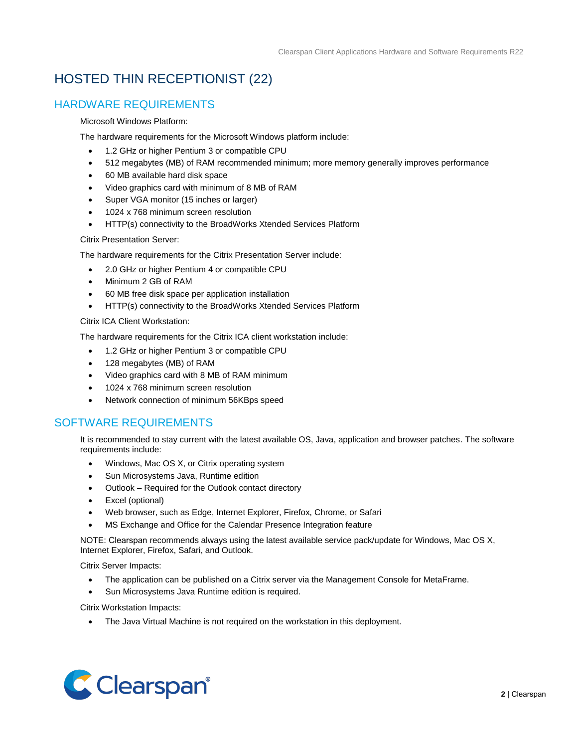# HOSTED THIN RECEPTIONIST (22)

## HARDWARE REQUIREMENTS

Microsoft Windows Platform:

The hardware requirements for the Microsoft Windows platform include:

- 1.2 GHz or higher Pentium 3 or compatible CPU
- 512 megabytes (MB) of RAM recommended minimum; more memory generally improves performance
- 60 MB available hard disk space
- Video graphics card with minimum of 8 MB of RAM
- Super VGA monitor (15 inches or larger)
- 1024 x 768 minimum screen resolution
- HTTP(s) connectivity to the BroadWorks Xtended Services Platform

Citrix Presentation Server:

The hardware requirements for the Citrix Presentation Server include:

- 2.0 GHz or higher Pentium 4 or compatible CPU
- Minimum 2 GB of RAM
- 60 MB free disk space per application installation
- HTTP(s) connectivity to the BroadWorks Xtended Services Platform

Citrix ICA Client Workstation:

The hardware requirements for the Citrix ICA client workstation include:

- 1.2 GHz or higher Pentium 3 or compatible CPU
- 128 megabytes (MB) of RAM
- Video graphics card with 8 MB of RAM minimum
- 1024 x 768 minimum screen resolution
- Network connection of minimum 56KBps speed

## SOFTWARE REQUIREMENTS

It is recommended to stay current with the latest available OS, Java, application and browser patches. The software requirements include:

- Windows, Mac OS X, or Citrix operating system
- Sun Microsystems Java, Runtime edition
- Outlook – Required for the Outlook contact directory
- Excel (optional)
- Web browser, such as Edge, Internet Explorer, Firefox, Chrome, or Safari
- MS Exchange and Office for the Calendar Presence Integration feature

NOTE: Clearspan recommends always using the latest available service pack/update for Windows, Mac OS X, Internet Explorer, Firefox, Safari, and Outlook.

Citrix Server Impacts:

- The application can be published on a Citrix server via the Management Console for MetaFrame.
- Sun Microsystems Java Runtime edition is required.

Citrix Workstation Impacts:

- The Java Virtual Machine is not required on the workstation in this deployment.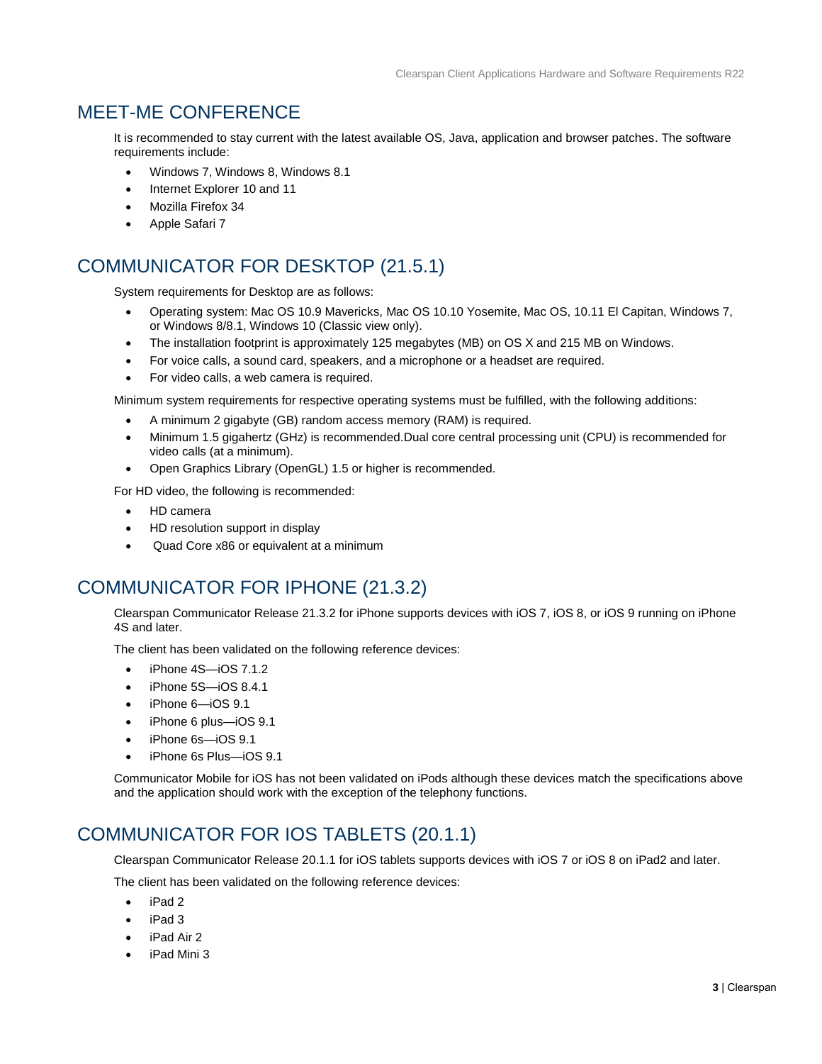## MEET-ME CONFERENCE

It is recommended to stay current with the latest available OS, Java, application and browser patches. The software requirements include:

- Windows 7, Windows 8, Windows 8.1
- Internet Explorer 10 and 11
- Mozilla Firefox 34
- Apple Safari 7

## COMMUNICATOR FOR DESKTOP (21.5.1)

System requirements for Desktop are as follows:

- Operating system: Mac OS 10.9 Mavericks, Mac OS 10.10 Yosemite, Mac OS, 10.11 El Capitan, Windows 7, or Windows 8/8.1, Windows 10 (Classic view only).
- The installation footprint is approximately 125 megabytes (MB) on OS X and 215 MB on Windows.
- For voice calls, a sound card, speakers, and a microphone or a headset are required.
- For video calls, a web camera is required.

Minimum system requirements for respective operating systems must be fulfilled, with the following additions:

- A minimum 2 gigabyte (GB) random access memory (RAM) is required.
- Minimum 1.5 gigahertz (GHz) is recommended.Dual core central processing unit (CPU) is recommended for video calls (at a minimum).
- Open Graphics Library (OpenGL) 1.5 or higher is recommended.

For HD video, the following is recommended:

- HD camera
- HD resolution support in display
- Quad Core x86 or equivalent at a minimum

## COMMUNICATOR FOR IPHONE (21.3.2)

Clearspan Communicator Release 21.3.2 for iPhone supports devices with iOS 7, iOS 8, or iOS 9 running on iPhone 4S and later.

The client has been validated on the following reference devices:

- iPhone 4S—iOS 7.1.2
- iPhone 5S—iOS 8.4.1
- iPhone 6—iOS 9.1
- iPhone 6 plus—iOS 9.1
- iPhone 6s—iOS 9.1
- iPhone 6s Plus—iOS 9.1

Communicator Mobile for iOS has not been validated on iPods although these devices match the specifications above and the application should work with the exception of the telephony functions.

## COMMUNICATOR FOR IOS TABLETS (20.1.1)

Clearspan Communicator Release 20.1.1 for iOS tablets supports devices with iOS 7 or iOS 8 on iPad2 and later.

The client has been validated on the following reference devices:

- iPad 2
- iPad 3
- iPad Air 2
- iPad Mini 3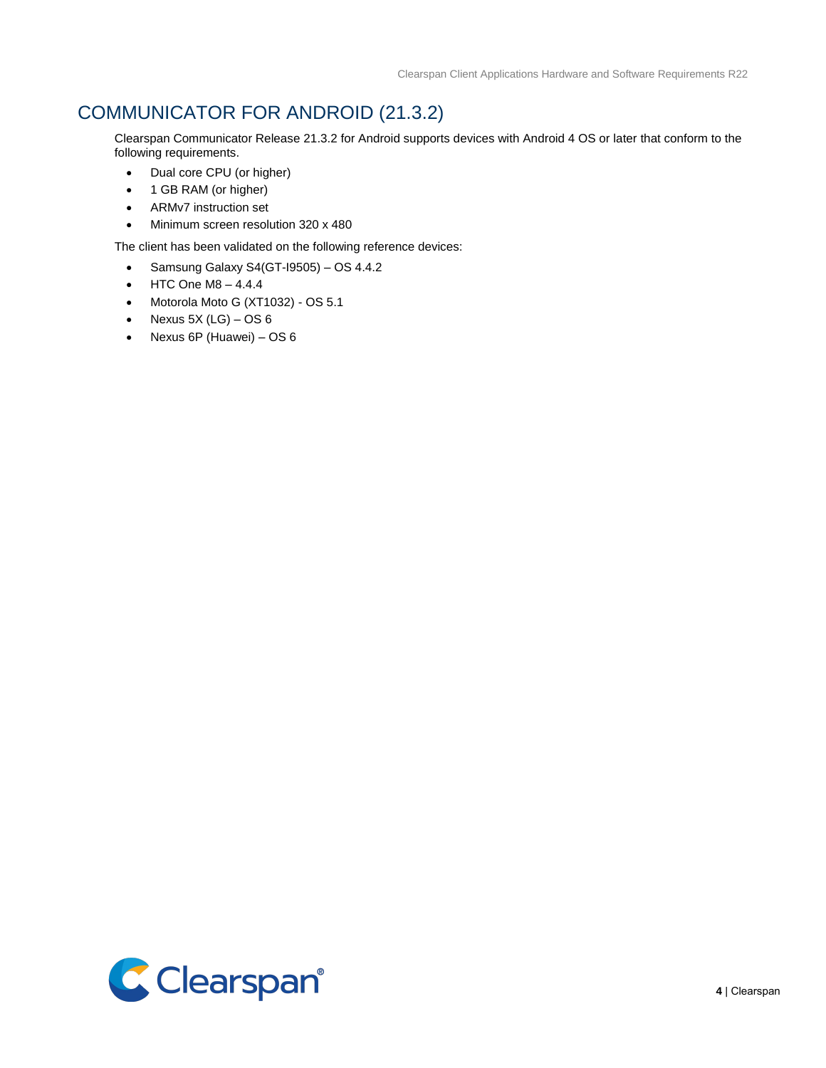# COMMUNICATOR FOR ANDROID (21.3.2)

Clearspan Communicator Release 21.3.2 for Android supports devices with Android 4 OS or later that conform to the following requirements.

- Dual core CPU (or higher)
- 1 GB RAM (or higher)
- ARMv7 instruction set
- Minimum screen resolution 320 x 480

The client has been validated on the following reference devices:

- Samsung Galaxy S4(GT-I9505) – OS 4.4.2
- HTC One M8 – 4.4.4
- Motorola Moto G (XT1032) - OS 5.1
- Nexus 5X (LG) – OS 6
- Nexus 6P (Huawei) – OS 6